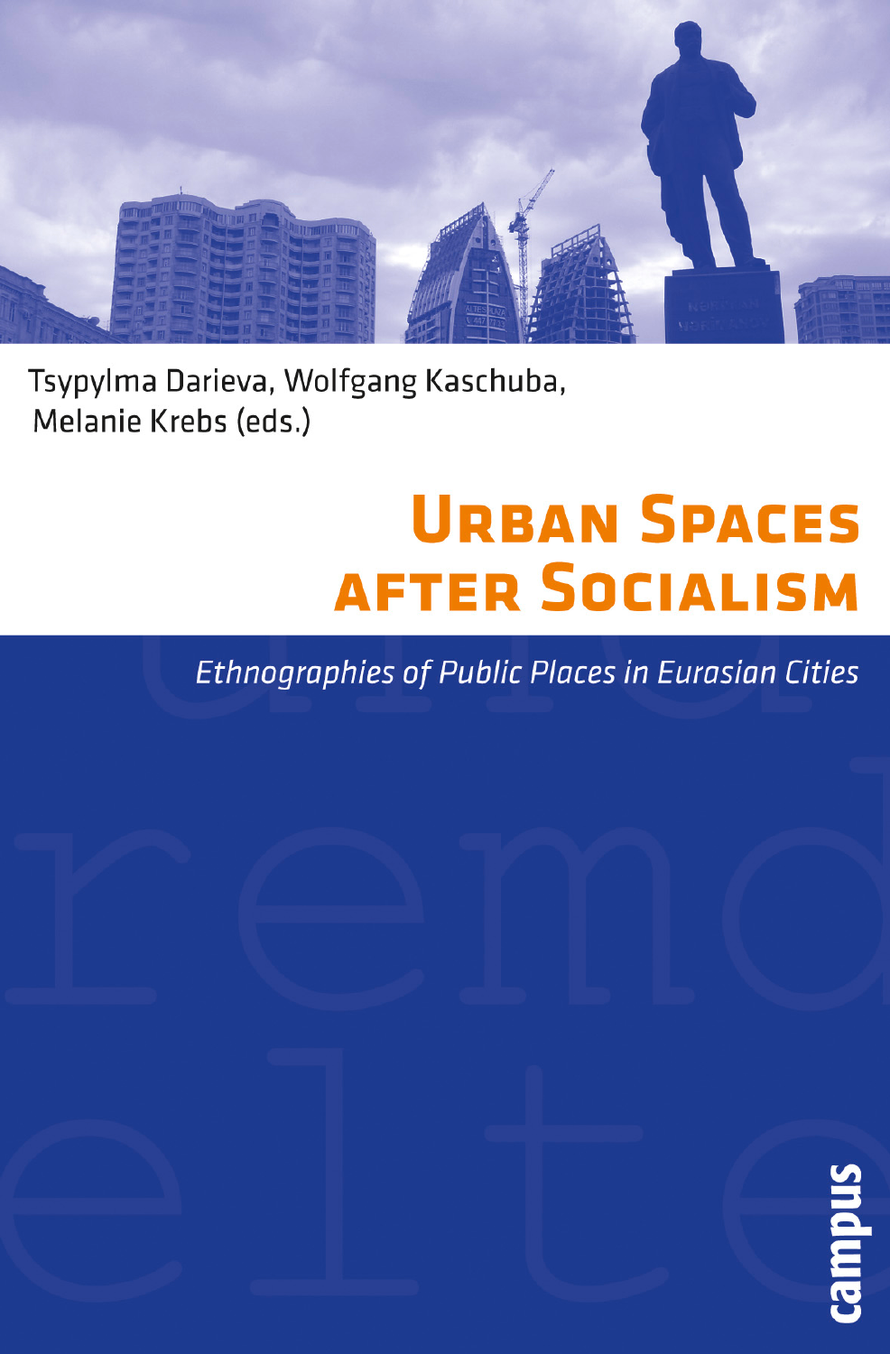Tsypylma Darieva, Wolfgang Kaschuba, Melanie Krebs (eds.)

# Urban Spaces after Socialism

*Ethnographies of Public Places in Eurasian Cities*

campus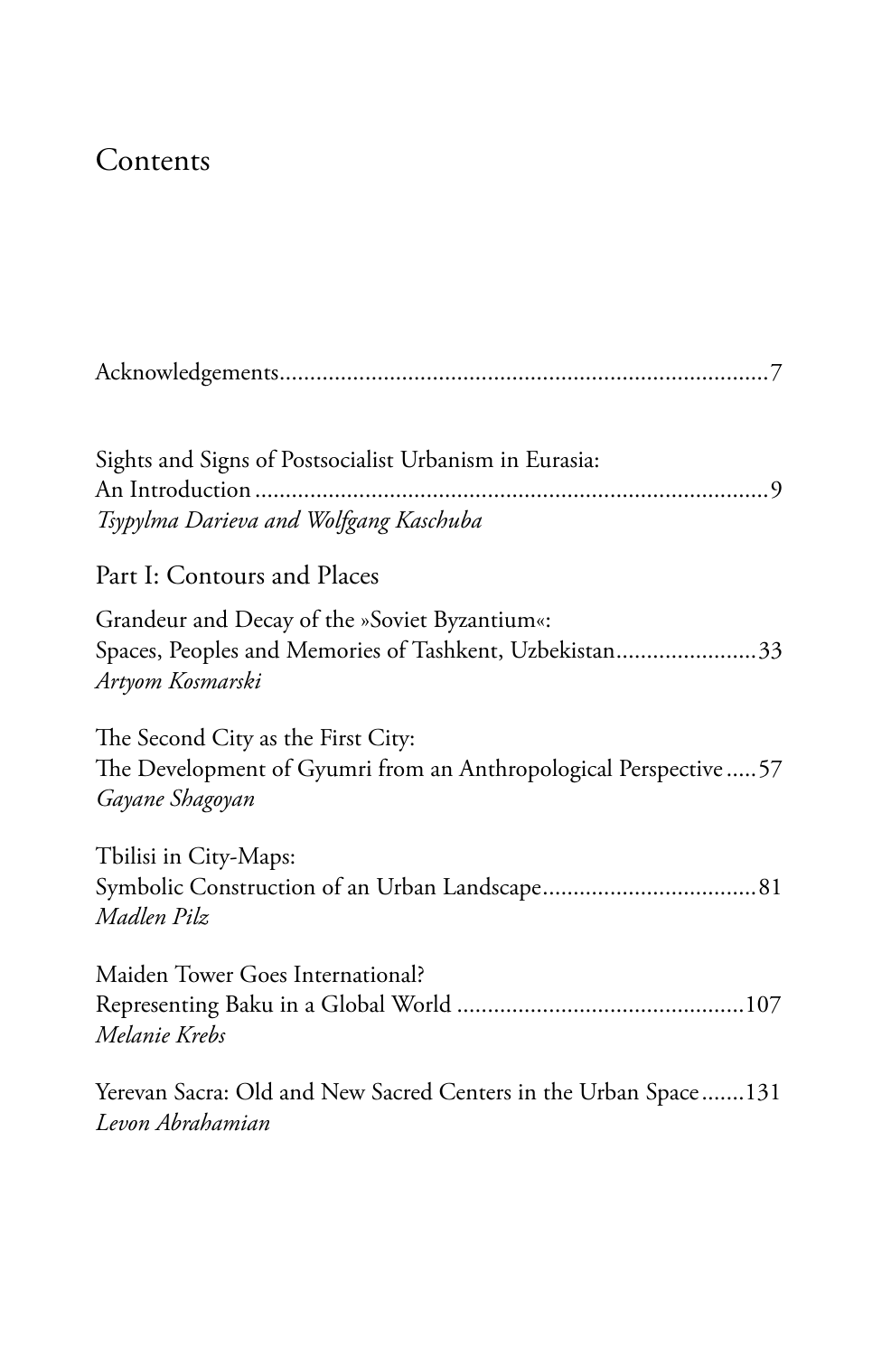# Contents

Acknowledgements.......................................................................7

Sights and Signs of Postsocialist Urbanism in Eurasia:
An Introduction.......................................................................9
*Tsypylma Darieva and Wolfgang Kaschuba*

## Part I: Contours and Places

Grandeur and Decay of the »Soviet Byzantium«:
Spaces, Peoples and Memories of Tashkent, Uzbekistan.......................33
*Artyom Kosmarski*

The Second City as the First City:
The Development of Gyumri from an Anthropological Perspective.....57
*Gayane Shagoyan*

Tbilisi in City-Maps:
Symbolic Construction of an Urban Landscape...................................81
*Madlen Pilz*

Maiden Tower Goes International?
Representing Baku in a Global World ..............................................107
*Melanie Krebs*

Yerevan Sacra: Old and New Sacred Centers in the Urban Space.......131
*Levon Abrahamian*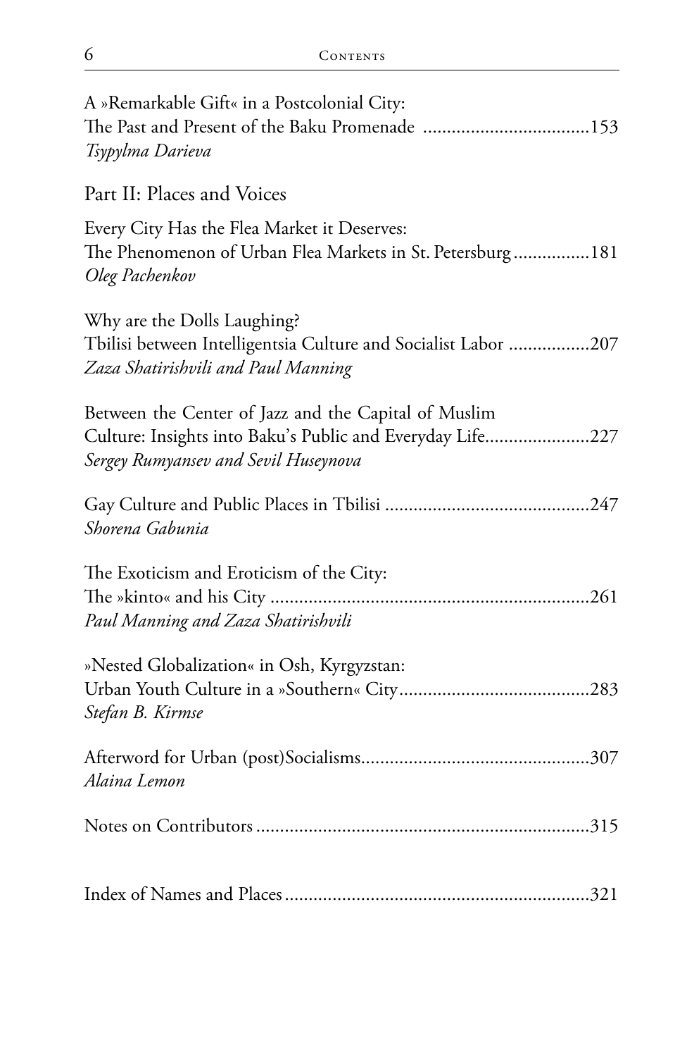A »Remarkable Gift« in a Postcolonial City:
The Past and Present of the Baku Promenade ...................................153
*Tsypylma Darieva*

## Part II: Places and Voices

Every City Has the Flea Market it Deserves:
The Phenomenon of Urban Flea Markets in St. Petersburg................181
*Oleg Pachenkov*

Why are the Dolls Laughing?
Tbilisi between Intelligentsia Culture and Socialist Labor .................207
*Zaza Shatirishvili and Paul Manning*

Between the Center of Jazz and the Capital of Muslim
Culture: Insights into Baku's Public and Everyday Life......................227
*Sergey Rumyansev and Sevil Huseynova*

Gay Culture and Public Places in Tbilisi ...........................................247
*Shorena Gabunia*

The Exoticism and Eroticism of the City:
The »kinto« and his City ...................................................................261
*Paul Manning and Zaza Shatirishvili*

»Nested Globalization« in Osh, Kyrgyzstan:
Urban Youth Culture in a »Southern« City........................................283
*Stefan B. Kirmse*

Afterword for Urban (post)Socialisms...............................................307
*Alaina Lemon*

Notes on Contributors ......................................................................315

Index of Names and Places................................................................321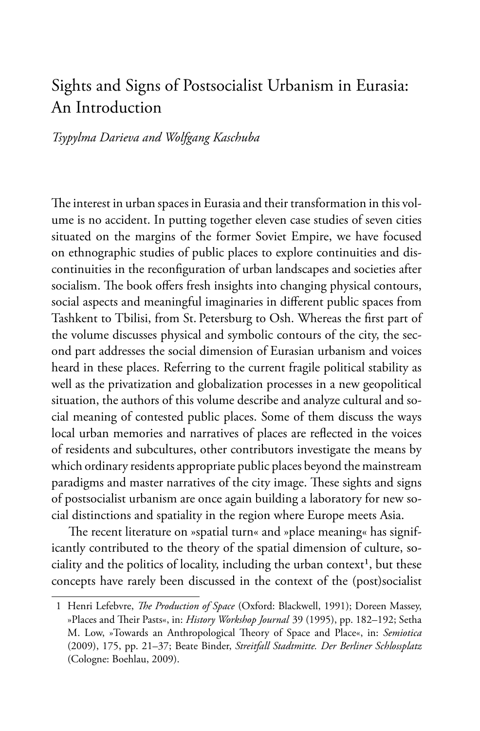# Sights and Signs of Postsocialist Urbanism in Eurasia: An Introduction

*Tsypylma Darieva and Wolfgang Kaschuba*

The interest in urban spaces in Eurasia and their transformation in this volume is no accident. In putting together eleven case studies of seven cities situated on the margins of the former Soviet Empire, we have focused on ethnographic studies of public places to explore continuities and discontinuities in the reconfiguration of urban landscapes and societies after socialism. The book offers fresh insights into changing physical contours, social aspects and meaningful imaginaries in different public spaces from Tashkent to Tbilisi, from St. Petersburg to Osh. Whereas the first part of the volume discusses physical and symbolic contours of the city, the second part addresses the social dimension of Eurasian urbanism and voices heard in these places. Referring to the current fragile political stability as well as the privatization and globalization processes in a new geopolitical situation, the authors of this volume describe and analyze cultural and social meaning of contested public places. Some of them discuss the ways local urban memories and narratives of places are reflected in the voices of residents and subcultures, other contributors investigate the means by which ordinary residents appropriate public places beyond the mainstream paradigms and master narratives of the city image. These sights and signs of postsocialist urbanism are once again building a laboratory for new social distinctions and spatiality in the region where Europe meets Asia.

The recent literature on »spatial turn« and »place meaning« has significantly contributed to the theory of the spatial dimension of culture, sociality and the politics of locality, including the urban context[1], but these concepts have rarely been discussed in the context of the (post)socialist

---

1 Henri Lefebvre, *The Production of Space* (Oxford: Blackwell, 1991); Doreen Massey, »Places and Their Pasts«, in: *History Workshop Journal* 39 (1995), pp. 182–192; Setha M. Low, »Towards an Anthropological Theory of Space and Place«, in: *Semiotica* (2009), 175, pp. 21–37; Beate Binder, *Streitfall Stadtmitte. Der Berliner Schlossplatz* (Cologne: Boehlau, 2009).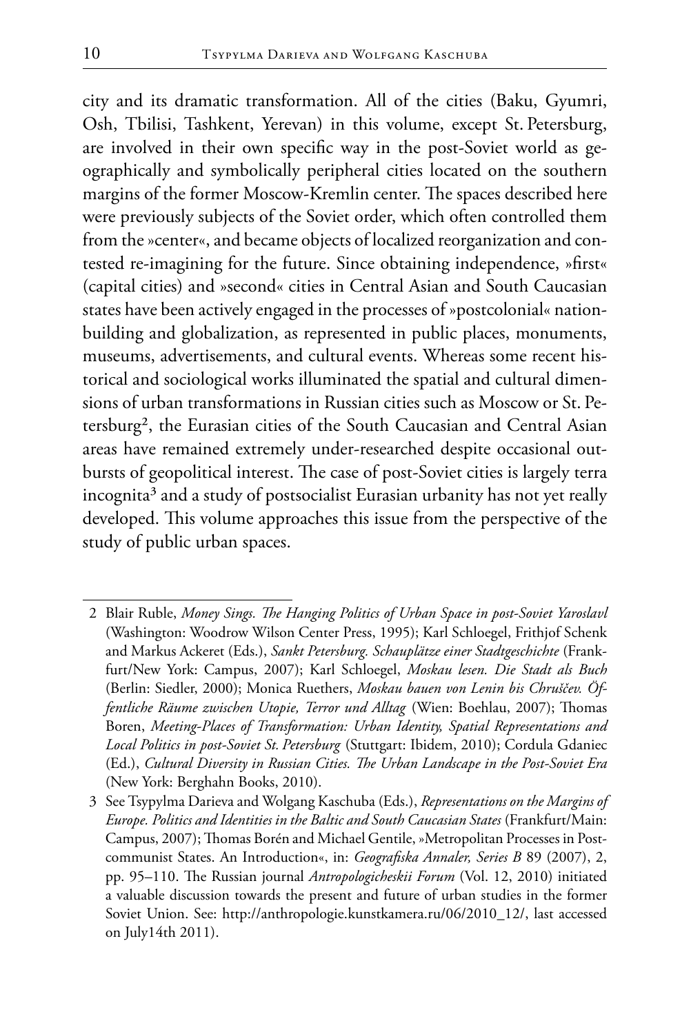city and its dramatic transformation. All of the cities (Baku, Gyumri, Osh, Tbilisi, Tashkent, Yerevan) in this volume, except St. Petersburg, are involved in their own specific way in the post-Soviet world as geographically and symbolically peripheral cities located on the southern margins of the former Moscow-Kremlin center. The spaces described here were previously subjects of the Soviet order, which often controlled them from the »center«, and became objects of localized reorganization and contested re-imagining for the future. Since obtaining independence, »first« (capital cities) and »second« cities in Central Asian and South Caucasian states have been actively engaged in the processes of »postcolonial« nation-building and globalization, as represented in public places, monuments, museums, advertisements, and cultural events. Whereas some recent historical and sociological works illuminated the spatial and cultural dimensions of urban transformations in Russian cities such as Moscow or St. Petersburg[2], the Eurasian cities of the South Caucasian and Central Asian areas have remained extremely under-researched despite occasional outbursts of geopolitical interest. The case of post-Soviet cities is largely terra incognita[3] and a study of postsocialist Eurasian urbanity has not yet really developed. This volume approaches this issue from the perspective of the study of public urban spaces.

---

2 Blair Ruble, *Money Sings. The Hanging Politics of Urban Space in post-Soviet Yaroslavl* (Washington: Woodrow Wilson Center Press, 1995); Karl Schloegel, Frithjof Schenk and Markus Ackeret (Eds.), *Sankt Petersburg. Schauplätze einer Stadtgeschichte* (Frankfurt/New York: Campus, 2007); Karl Schloegel, *Moskau lesen. Die Stadt als Buch* (Berlin: Siedler, 2000); Monica Ruethers, *Moskau bauen von Lenin bis Chruščev. Öffentliche Räume zwischen Utopie, Terror und Alltag* (Wien: Boehlau, 2007); Thomas Boren, *Meeting-Places of Transformation: Urban Identity, Spatial Representations and Local Politics in post-Soviet St. Petersburg* (Stuttgart: Ibidem, 2010); Cordula Gdaniec (Ed.), *Cultural Diversity in Russian Cities. The Urban Landscape in the Post-Soviet Era* (New York: Berghahn Books, 2010).

3 See Tsypylma Darieva and Wolgang Kaschuba (Eds.), *Representations on the Margins of Europe. Politics and Identities in the Baltic and South Caucasian States* (Frankfurt/Main: Campus, 2007); Thomas Borén and Michael Gentile, »Metropolitan Processes in Post-communist States. An Introduction«, in: *Geografiska Annaler, Series B* 89 (2007), 2, pp. 95–110. The Russian journal *Antropologicheskii Forum* (Vol. 12, 2010) initiated a valuable discussion towards the present and future of urban studies in the former Soviet Union. See: http://anthropologie.kunstkamera.ru/06/2010_12/, last accessed on July14th 2011).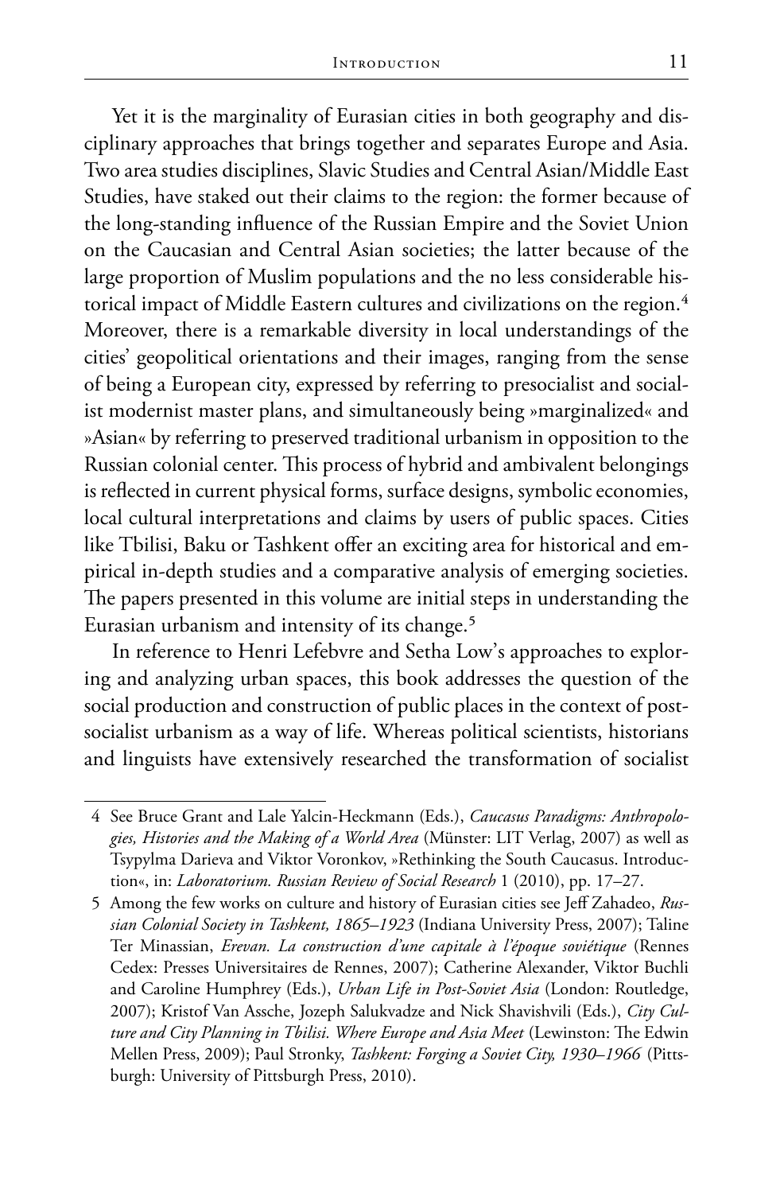Yet it is the marginality of Eurasian cities in both geography and disciplinary approaches that brings together and separates Europe and Asia. Two area studies disciplines, Slavic Studies and Central Asian/Middle East Studies, have staked out their claims to the region: the former because of the long-standing influence of the Russian Empire and the Soviet Union on the Caucasian and Central Asian societies; the latter because of the large proportion of Muslim populations and the no less considerable historical impact of Middle Eastern cultures and civilizations on the region.[4] Moreover, there is a remarkable diversity in local understandings of the cities' geopolitical orientations and their images, ranging from the sense of being a European city, expressed by referring to presocialist and socialist modernist master plans, and simultaneously being »marginalized« and »Asian« by referring to preserved traditional urbanism in opposition to the Russian colonial center. This process of hybrid and ambivalent belongings is reflected in current physical forms, surface designs, symbolic economies, local cultural interpretations and claims by users of public spaces. Cities like Tbilisi, Baku or Tashkent offer an exciting area for historical and empirical in-depth studies and a comparative analysis of emerging societies. The papers presented in this volume are initial steps in understanding the Eurasian urbanism and intensity of its change.[5]

In reference to Henri Lefebvre and Setha Low's approaches to exploring and analyzing urban spaces, this book addresses the question of the social production and construction of public places in the context of post-socialist urbanism as a way of life. Whereas political scientists, historians and linguists have extensively researched the transformation of socialist

---

4 See Bruce Grant and Lale Yalcin-Heckmann (Eds.), *Caucasus Paradigms: Anthropologies, Histories and the Making of a World Area* (Münster: LIT Verlag, 2007) as well as Tsypylma Darieva and Viktor Voronkov, »Rethinking the South Caucasus. Introduction«, in: *Laboratorium. Russian Review of Social Research* 1 (2010), pp. 17–27.

5 Among the few works on culture and history of Eurasian cities see Jeff Zahadeo, *Russian Colonial Society in Tashkent, 1865–1923* (Indiana University Press, 2007); Taline Ter Minassian, *Erevan. La construction d'une capitale à l'époque soviétique* (Rennes Cedex: Presses Universitaires de Rennes, 2007); Catherine Alexander, Viktor Buchli and Caroline Humphrey (Eds.), *Urban Life in Post-Soviet Asia* (London: Routledge, 2007); Kristof Van Assche, Jozeph Salukvadze and Nick Shavishvili (Eds.), *City Culture and City Planning in Tbilisi. Where Europe and Asia Meet* (Lewinston: The Edwin Mellen Press, 2009); Paul Stronky, *Tashkent: Forging a Soviet City, 1930–1966* (Pittsburgh: University of Pittsburgh Press, 2010).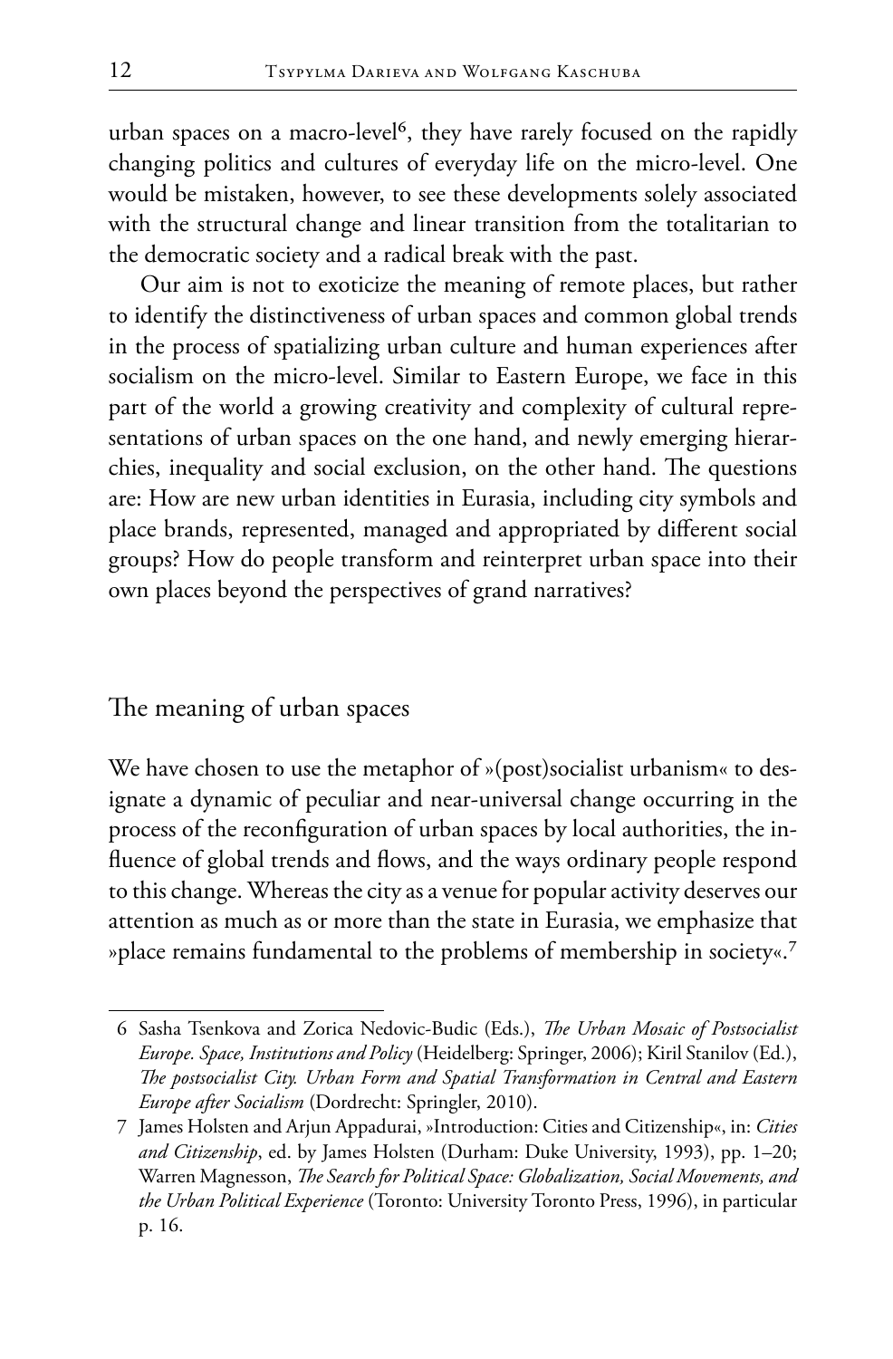urban spaces on a macro-level[6], they have rarely focused on the rapidly changing politics and cultures of everyday life on the micro-level. One would be mistaken, however, to see these developments solely associated with the structural change and linear transition from the totalitarian to the democratic society and a radical break with the past.

Our aim is not to exoticize the meaning of remote places, but rather to identify the distinctiveness of urban spaces and common global trends in the process of spatializing urban culture and human experiences after socialism on the micro-level. Similar to Eastern Europe, we face in this part of the world a growing creativity and complexity of cultural representations of urban spaces on the one hand, and newly emerging hierarchies, inequality and social exclusion, on the other hand. The questions are: How are new urban identities in Eurasia, including city symbols and place brands, represented, managed and appropriated by different social groups? How do people transform and reinterpret urban space into their own places beyond the perspectives of grand narratives?

## The meaning of urban spaces

We have chosen to use the metaphor of »(post)socialist urbanism« to designate a dynamic of peculiar and near-universal change occurring in the process of the reconfiguration of urban spaces by local authorities, the influence of global trends and flows, and the ways ordinary people respond to this change. Whereas the city as a venue for popular activity deserves our attention as much as or more than the state in Eurasia, we emphasize that »place remains fundamental to the problems of membership in society«.[7]

---

6 Sasha Tsenkova and Zorica Nedovic-Budic (Eds.), *The Urban Mosaic of Postsocialist Europe. Space, Institutions and Policy* (Heidelberg: Springer, 2006); Kiril Stanilov (Ed.), *The postsocialist City. Urban Form and Spatial Transformation in Central and Eastern Europe after Socialism* (Dordrecht: Springler, 2010).

7 James Holsten and Arjun Appadurai, »Introduction: Cities and Citizenship«, in: *Cities and Citizenship*, ed. by James Holsten (Durham: Duke University, 1993), pp. 1–20; Warren Magnesson, *The Search for Political Space: Globalization, Social Movements, and the Urban Political Experience* (Toronto: University Toronto Press, 1996), in particular p. 16.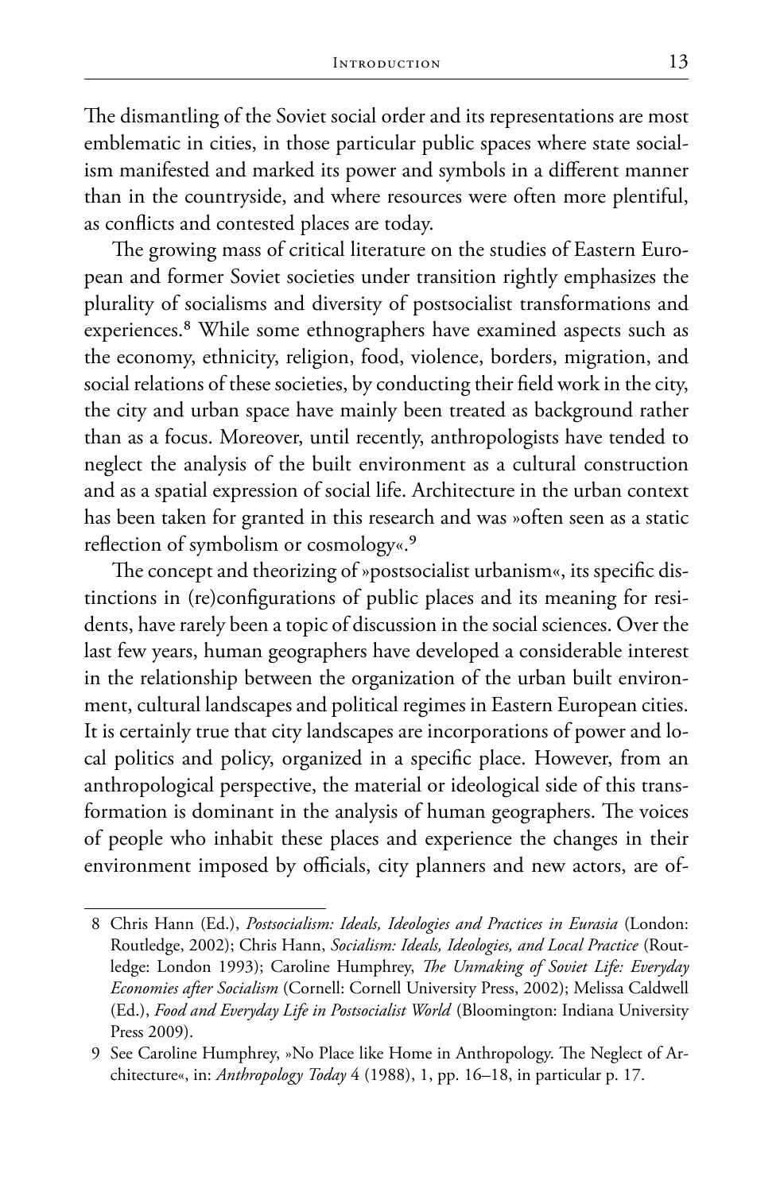The dismantling of the Soviet social order and its representations are most emblematic in cities, in those particular public spaces where state socialism manifested and marked its power and symbols in a different manner than in the countryside, and where resources were often more plentiful, as conflicts and contested places are today.

The growing mass of critical literature on the studies of Eastern European and former Soviet societies under transition rightly emphasizes the plurality of socialisms and diversity of postsocialist transformations and experiences.[8] While some ethnographers have examined aspects such as the economy, ethnicity, religion, food, violence, borders, migration, and social relations of these societies, by conducting their field work in the city, the city and urban space have mainly been treated as background rather than as a focus. Moreover, until recently, anthropologists have tended to neglect the analysis of the built environment as a cultural construction and as a spatial expression of social life. Architecture in the urban context has been taken for granted in this research and was »often seen as a static reflection of symbolism or cosmology«.[9]

The concept and theorizing of »postsocialist urbanism«, its specific distinctions in (re)configurations of public places and its meaning for residents, have rarely been a topic of discussion in the social sciences. Over the last few years, human geographers have developed a considerable interest in the relationship between the organization of the urban built environment, cultural landscapes and political regimes in Eastern European cities. It is certainly true that city landscapes are incorporations of power and local politics and policy, organized in a specific place. However, from an anthropological perspective, the material or ideological side of this transformation is dominant in the analysis of human geographers. The voices of people who inhabit these places and experience the changes in their environment imposed by officials, city planners and new actors, are of-

---

8 Chris Hann (Ed.), *Postsocialism: Ideals, Ideologies and Practices in Eurasia* (London: Routledge, 2002); Chris Hann, *Socialism: Ideals, Ideologies, and Local Practice* (Routledge: London 1993); Caroline Humphrey, *The Unmaking of Soviet Life: Everyday Economies after Socialism* (Cornell: Cornell University Press, 2002); Melissa Caldwell (Ed.), *Food and Everyday Life in Postsocialist World* (Bloomington: Indiana University Press 2009).

9 See Caroline Humphrey, »No Place like Home in Anthropology. The Neglect of Architecture«, in: *Anthropology Today* 4 (1988), 1, pp. 16–18, in particular p. 17.